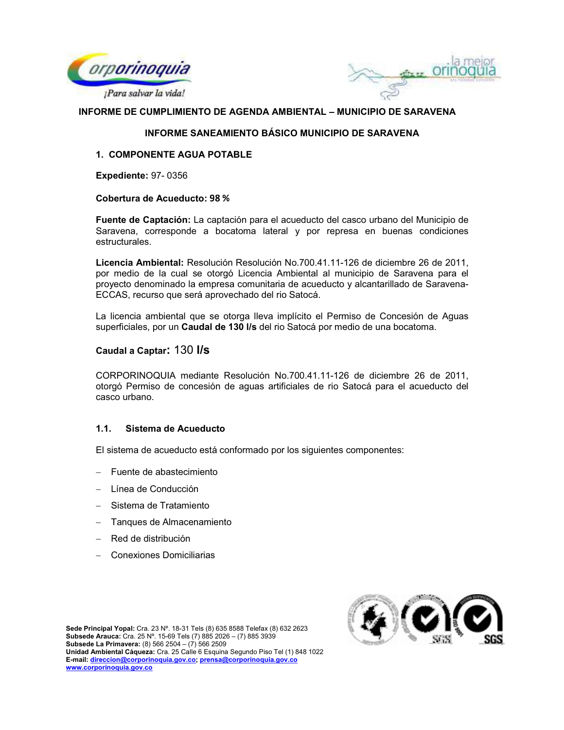# INFORME DE CUMPLIMIENTO DE AGENDA AMBIENTAL – MUNICIPIO DE SARAVENA

## INFORME SANEAMIENTO BÁSICO MUNICIPIO DE SARAVENA

### 1. COMPONENTE AGUA POTABLE

**Expediente:** 97- 0356

**Cobertura de Acueducto: 98 %**

**Fuente de Captación:** La captación para el acueducto del casco urbano del Municipio de Saravena, corresponde a bocatoma lateral y por represa en buenas condiciones estructurales.

**Licencia Ambiental:** Resolución Resolución No.700.41.11-126 de diciembre 26 de 2011, por medio de la cual se otorgó Licencia Ambiental al municipio de Saravena para el proyecto denominado la empresa comunitaria de acueducto y alcantarillado de Saravena-ECCAS, recurso que será aprovechado del rio Satocá.

La licencia ambiental que se otorga lleva implícito el Permiso de Concesión de Aguas superficiales, por un **Caudal de 130 l/s** del rio Satocá por medio de una bocatoma.

**Caudal a Captar:** 130 **l/s**

CORPORINOQUIA mediante Resolución No.700.41.11-126 de diciembre 26 de 2011, otorgó Permiso de concesión de aguas artificiales de rio Satocá para el acueducto del casco urbano.

#### 1.1. Sistema de Acueducto

El sistema de acueducto está conformado por los siguientes componentes:

- Fuente de abastecimiento
- Línea de Conducción
- Sistema de Tratamiento
- Tanques de Almacenamiento
- Red de distribución
- Conexiones Domiciliarias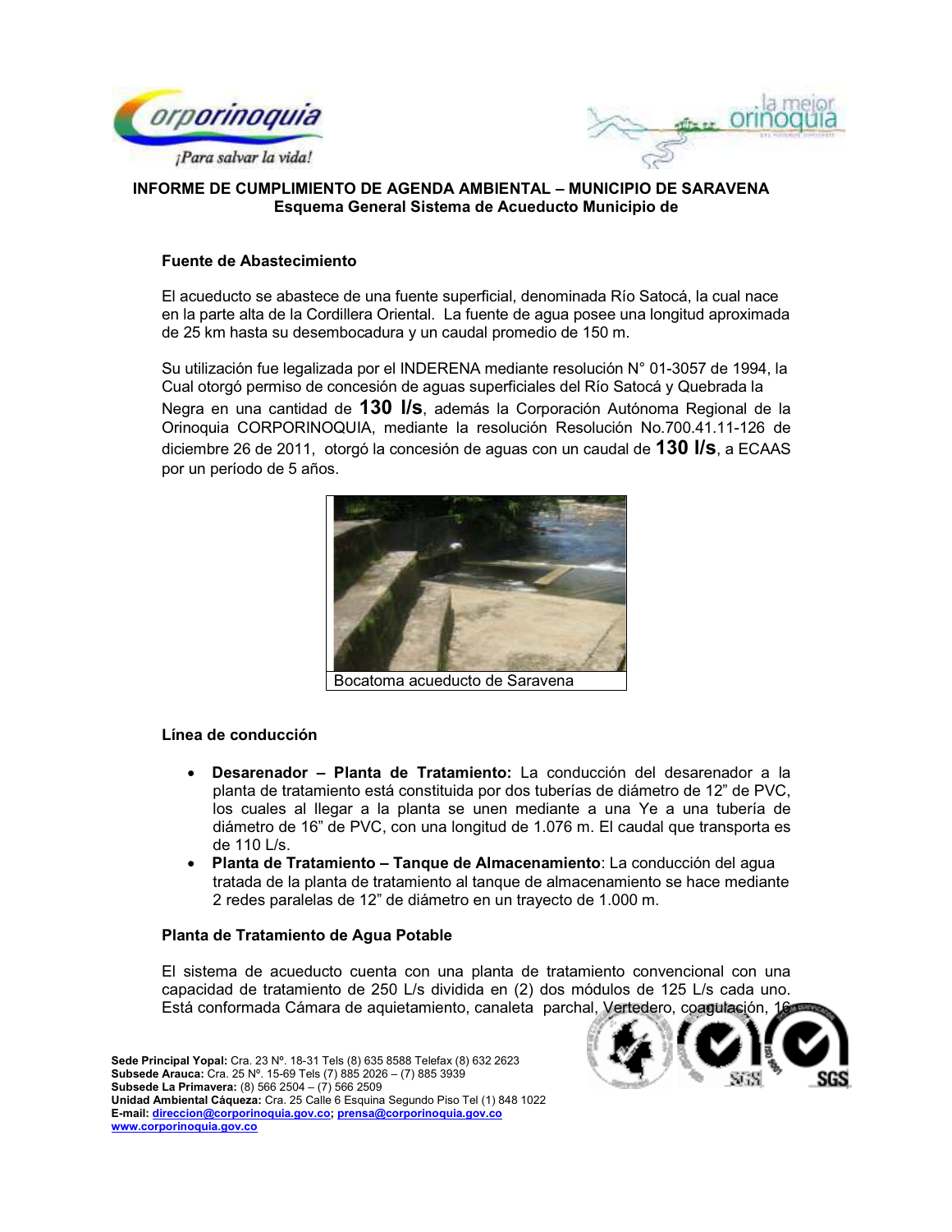**INFORME DE CUMPLIMIENTO DE AGENDA AMBIENTAL – MUNICIPIO DE SARAVENA**
**Esquema General Sistema de Acueducto Municipio de**

**Fuente de Abastecimiento**

El acueducto se abastece de una fuente superficial, denominada Río Satocá, la cual nace en la parte alta de la Cordillera Oriental. La fuente de agua posee una longitud aproximada de 25 km hasta su desembocadura y un caudal promedio de 150 m.

Su utilización fue legalizada por el INDERENA mediante resolución N° 01-3057 de 1994, la Cual otorgó permiso de concesión de aguas superficiales del Río Satocá y Quebrada la Negra en una cantidad de **130 l/s**, además la Corporación Autónoma Regional de la Orinoquia CORPORINOQUIA, mediante la resolución Resolución No.700.41.11-126 de diciembre 26 de 2011, otorgó la concesión de aguas con un caudal de **130 l/s**, a ECAAS por un período de 5 años.

Bocatoma acueducto de Saravena

**Línea de conducción**

- **Desarenador – Planta de Tratamiento:** La conducción del desarenador a la planta de tratamiento está constituida por dos tuberías de diámetro de 12" de PVC, los cuales al llegar a la planta se unen mediante a una Ye a una tubería de diámetro de 16" de PVC, con una longitud de 1.076 m. El caudal que transporta es de 110 L/s.
- **Planta de Tratamiento – Tanque de Almacenamiento**: La conducción del agua tratada de la planta de tratamiento al tanque de almacenamiento se hace mediante 2 redes paralelas de 12" de diámetro en un trayecto de 1.000 m.

**Planta de Tratamiento de Agua Potable**

El sistema de acueducto cuenta con una planta de tratamiento convencional con una capacidad de tratamiento de 250 L/s dividida en (2) dos módulos de 125 L/s cada uno. Está conformada Cámara de aquietamiento, canaleta parchal, Vertedero, coagulación, 16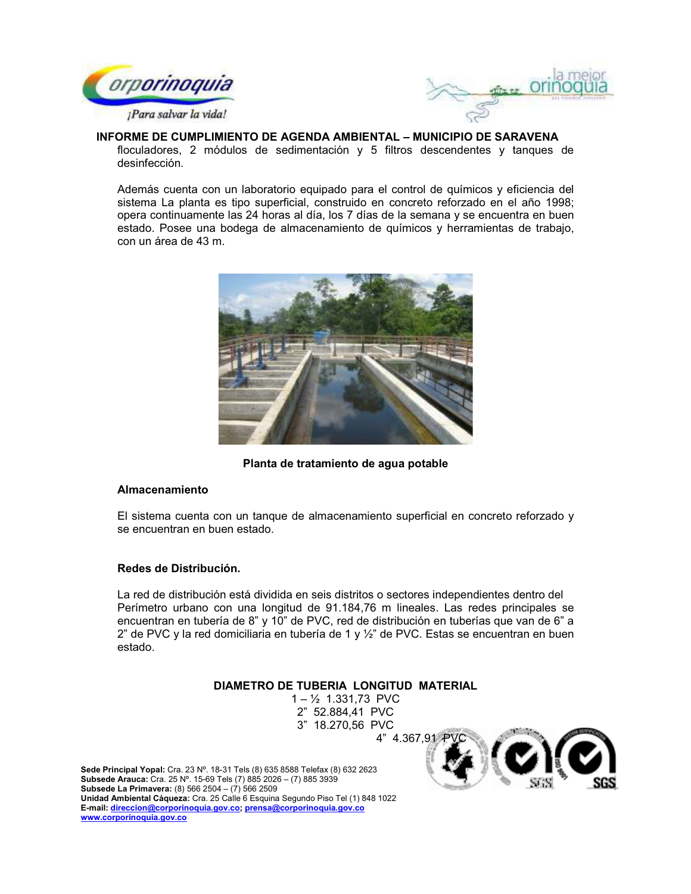floculadores, 2 módulos de sedimentación y 5 filtros descendentes y tanques de desinfección.

Además cuenta con un laboratorio equipado para el control de químicos y eficiencia del sistema La planta es tipo superficial, construido en concreto reforzado en el año 1998; opera continuamente las 24 horas al día, los 7 días de la semana y se encuentra en buen estado. Posee una bodega de almacenamiento de químicos y herramientas de trabajo, con un área de 43 m.

**Planta de tratamiento de agua potable**

**Almacenamiento**

El sistema cuenta con un tanque de almacenamiento superficial en concreto reforzado y se encuentran en buen estado.

**Redes de Distribución.**

La red de distribución está dividida en seis distritos o sectores independientes dentro del Perímetro urbano con una longitud de 91.184,76 m lineales. Las redes principales se encuentran en tubería de 8" y 10" de PVC, red de distribución en tuberías que van de 6" a 2" de PVC y la red domiciliaria en tubería de 1 y ½" de PVC. Estas se encuentran en buen estado.

| DIAMETRO DE TUBERIA | LONGITUD | MATERIAL |
|---|---|---|
| 1 – ½ | 1.331,73 | PVC |
| 2" | 52.884,41 | PVC |
| 3" | 18.270,56 | PVC |
| 4" | 4.367,91 | PVC |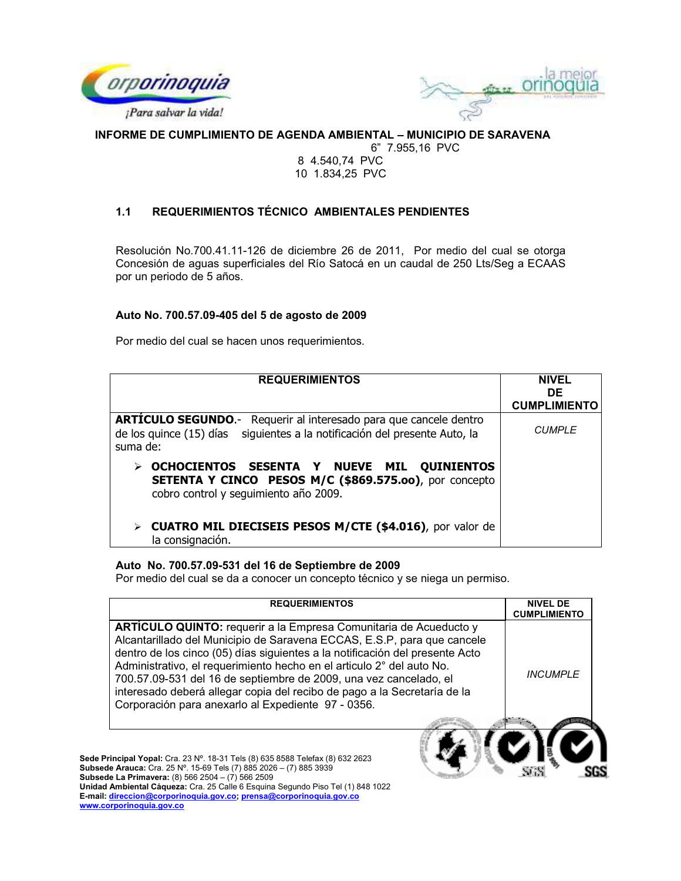6" 7.955,16 PVC
8 4.540,74 PVC
10 1.834,25 PVC

### 1.1 REQUERIMIENTOS TÉCNICO AMBIENTALES PENDIENTES

Resolución No.700.41.11-126 de diciembre 26 de 2011, Por medio del cual se otorga Concesión de aguas superficiales del Río Satocá en un caudal de 250 Lts/Seg a ECAAS por un periodo de 5 años.

**Auto No. 700.57.09-405 del 5 de agosto de 2009**

Por medio del cual se hacen unos requerimientos.

| REQUERIMIENTOS | NIVEL DE CUMPLIMIENTO |
|---|---|
| **ARTÍCULO SEGUNDO**.- Requerir al interesado para que cancele dentro de los quince (15) días siguientes a la notificación del presente Auto, la suma de:<br>➢ **OCHOCIENTOS SESENTA Y NUEVE MIL QUINIENTOS SETENTA Y CINCO PESOS M/C ($869.575.oo)**, por concepto cobro control y seguimiento año 2009.<br>➢ **CUATRO MIL DIECISEIS PESOS M/CTE ($4.016)**, por valor de la consignación. | *CUMPLE* |

**Auto No. 700.57.09-531 del 16 de Septiembre de 2009**
Por medio del cual se da a conocer un concepto técnico y se niega un permiso.

| REQUERIMIENTOS | NIVEL DE CUMPLIMIENTO |
|---|---|
| **ARTÍCULO QUINTO:** requerir a la Empresa Comunitaria de Acueducto y Alcantarillado del Municipio de Saravena ECCAS, E.S.P, para que cancele dentro de los cinco (05) días siguientes a la notificación del presente Acto Administrativo, el requerimiento hecho en el articulo 2° del auto No. 700.57.09-531 del 16 de septiembre de 2009, una vez cancelado, el interesado deberá allegar copia del recibo de pago a la Secretaría de la Corporación para anexarlo al Expediente 97 - 0356. | *INCUMPLE* |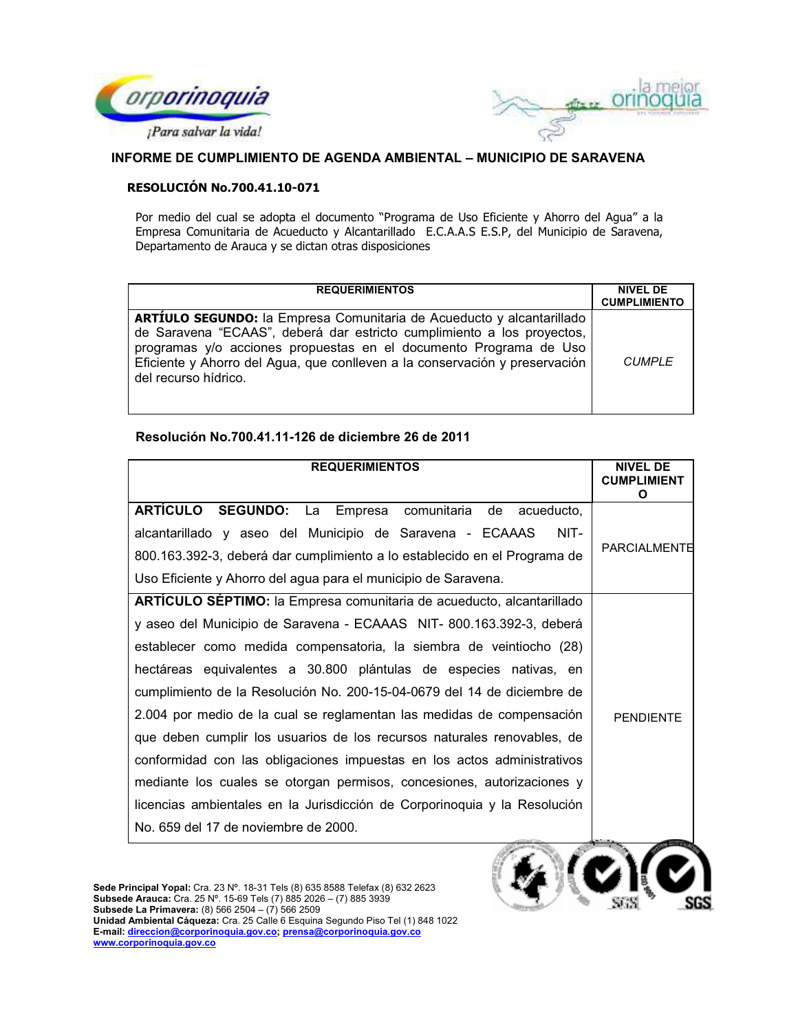## INFORME DE CUMPLIMIENTO DE AGENDA AMBIENTAL – MUNICIPIO DE SARAVENA

### RESOLUCIÓN No.700.41.10-071

Por medio del cual se adopta el documento "Programa de Uso Eficiente y Ahorro del Agua" a la Empresa Comunitaria de Acueducto y Alcantarillado E.C.A.A.S E.S.P, del Municipio de Saravena, Departamento de Arauca y se dictan otras disposiciones

| REQUERIMIENTOS | NIVEL DE CUMPLIMIENTO |
|---|---|
| **ARTÍULO SEGUNDO:** la Empresa Comunitaria de Acueducto y alcantarillado de Saravena "ECAAS", deberá dar estricto cumplimiento a los proyectos, programas y/o acciones propuestas en el documento Programa de Uso Eficiente y Ahorro del Agua, que conlleven a la conservación y preservación del recurso hídrico. | *CUMPLE* |

### Resolución No.700.41.11-126 de diciembre 26 de 2011

| REQUERIMIENTOS | NIVEL DE CUMPLIMIENTO |
|---|---|
| **ARTÍCULO SEGUNDO:** La Empresa comunitaria de acueducto, alcantarillado y aseo del Municipio de Saravena - ECAAAS NIT-800.163.392-3, deberá dar cumplimiento a lo establecido en el Programa de Uso Eficiente y Ahorro del agua para el municipio de Saravena. | PARCIALMENTE |
| **ARTÍCULO SÉPTIMO:** la Empresa comunitaria de acueducto, alcantarillado y aseo del Municipio de Saravena - ECAAAS NIT- 800.163.392-3, deberá establecer como medida compensatoria, la siembra de veintiocho (28) hectáreas equivalentes a 30.800 plántulas de especies nativas, en cumplimiento de la Resolución No. 200-15-04-0679 del 14 de diciembre de 2.004 por medio de la cual se reglamentan las medidas de compensación que deben cumplir los usuarios de los recursos naturales renovables, de conformidad con las obligaciones impuestas en los actos administrativos mediante los cuales se otorgan permisos, concesiones, autorizaciones y licencias ambientales en la Jurisdicción de Corporinoquia y la Resolución No. 659 del 17 de noviembre de 2000. | PENDIENTE |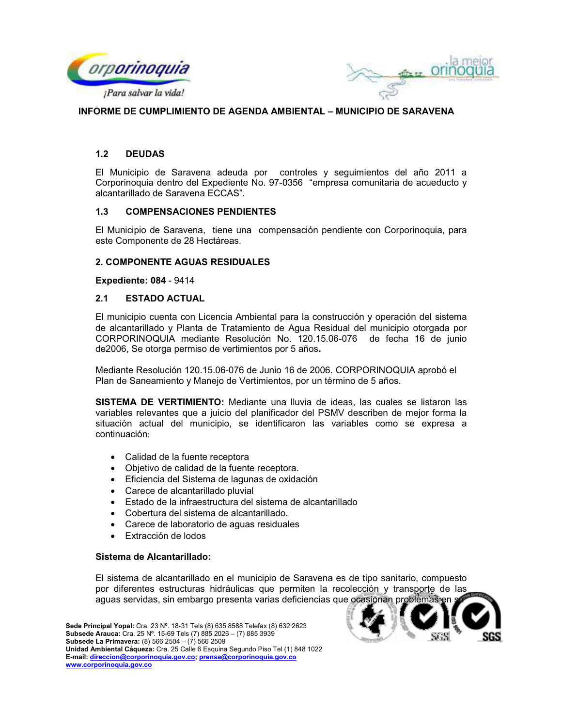## 1.2 DEUDAS

El Municipio de Saravena adeuda por controles y seguimientos del año 2011 a Corporinoquia dentro del Expediente No. 97-0356 "empresa comunitaria de acueducto y alcantarillado de Saravena ECCAS".

## 1.3 COMPENSACIONES PENDIENTES

El Municipio de Saravena, tiene una compensación pendiente con Corporinoquia, para este Componente de 28 Hectáreas.

## 2. COMPONENTE AGUAS RESIDUALES

**Expediente: 084** - 9414

## 2.1 ESTADO ACTUAL

El municipio cuenta con Licencia Ambiental para la construcción y operación del sistema de alcantarillado y Planta de Tratamiento de Agua Residual del municipio otorgada por CORPORINOQUIA mediante Resolución No. 120.15.06-076 de fecha 16 de junio de2006, Se otorga permiso de vertimientos por 5 años**.**

Mediante Resolución 120.15.06-076 de Junio 16 de 2006. CORPORINOQUIA aprobó el Plan de Saneamiento y Manejo de Vertimientos, por un término de 5 años.

**SISTEMA DE VERTIMIENTO:** Mediante una lluvia de ideas, las cuales se listaron las variables relevantes que a juicio del planificador del PSMV describen de mejor forma la situación actual del municipio, se identificaron las variables como se expresa a continuación:

- Calidad de la fuente receptora
- Objetivo de calidad de la fuente receptora.
- Eficiencia del Sistema de lagunas de oxidación
- Carece de alcantarillado pluvial
- Estado de la infraestructura del sistema de alcantarillado
- Cobertura del sistema de alcantarillado.
- Carece de laboratorio de aguas residuales
- Extracción de lodos

**Sistema de Alcantarillado:**

El sistema de alcantarillado en el municipio de Saravena es de tipo sanitario, compuesto por diferentes estructuras hidráulicas que permiten la recolección y transporte de las aguas servidas, sin embargo presenta varias deficiencias que ocasionan problemas en su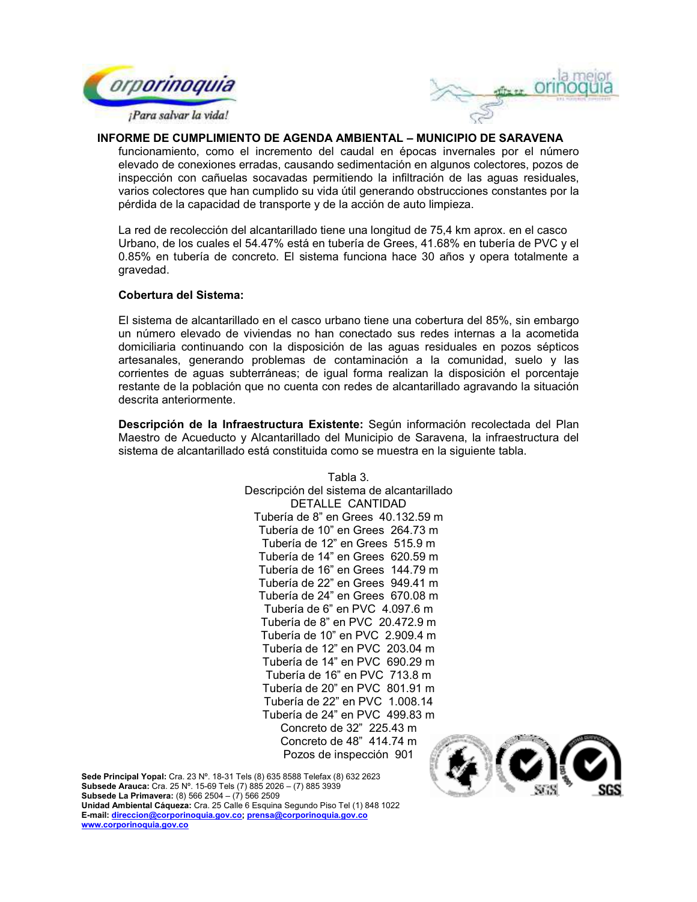funcionamiento, como el incremento del caudal en épocas invernales por el número elevado de conexiones erradas, causando sedimentación en algunos colectores, pozos de inspección con cañuelas socavadas permitiendo la infiltración de las aguas residuales, varios colectores que han cumplido su vida útil generando obstrucciones constantes por la pérdida de la capacidad de transporte y de la acción de auto limpieza.

La red de recolección del alcantarillado tiene una longitud de 75,4 km aprox. en el casco Urbano, de los cuales el 54.47% está en tubería de Grees, 41.68% en tubería de PVC y el 0.85% en tubería de concreto. El sistema funciona hace 30 años y opera totalmente a gravedad.

**Cobertura del Sistema:**

El sistema de alcantarillado en el casco urbano tiene una cobertura del 85%, sin embargo un número elevado de viviendas no han conectado sus redes internas a la acometida domiciliaria continuando con la disposición de las aguas residuales en pozos sépticos artesanales, generando problemas de contaminación a la comunidad, suelo y las corrientes de aguas subterráneas; de igual forma realizan la disposición el porcentaje restante de la población que no cuenta con redes de alcantarillado agravando la situación descrita anteriormente.

**Descripción de la Infraestructura Existente:** Según información recolectada del Plan Maestro de Acueducto y Alcantarillado del Municipio de Saravena, la infraestructura del sistema de alcantarillado está constituida como se muestra en la siguiente tabla.

Tabla 3.
Descripción del sistema de alcantarillado

| DETALLE | CANTIDAD |
|---|---|
| Tubería de 8" en Grees | 40.132.59 m |
| Tubería de 10" en Grees | 264.73 m |
| Tubería de 12" en Grees | 515.9 m |
| Tubería de 14" en Grees | 620.59 m |
| Tubería de 16" en Grees | 144.79 m |
| Tubería de 22" en Grees | 949.41 m |
| Tubería de 24" en Grees | 670.08 m |
| Tubería de 6" en PVC | 4.097.6 m |
| Tubería de 8" en PVC | 20.472.9 m |
| Tubería de 10" en PVC | 2.909.4 m |
| Tubería de 12" en PVC | 203.04 m |
| Tubería de 14" en PVC | 690.29 m |
| Tubería de 16" en PVC | 713.8 m |
| Tubería de 20" en PVC | 801.91 m |
| Tubería de 22" en PVC | 1.008.14 |
| Tubería de 24" en PVC | 499.83 m |
| Concreto de 32" | 225.43 m |
| Concreto de 48" | 414.74 m |
| Pozos de inspección | 901 |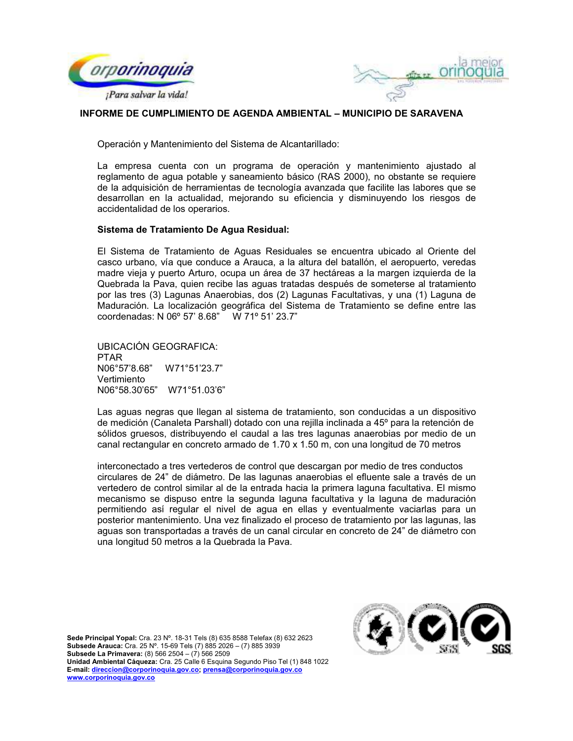Operación y Mantenimiento del Sistema de Alcantarillado:

La empresa cuenta con un programa de operación y mantenimiento ajustado al reglamento de agua potable y saneamiento básico (RAS 2000), no obstante se requiere de la adquisición de herramientas de tecnología avanzada que facilite las labores que se desarrollan en la actualidad, mejorando su eficiencia y disminuyendo los riesgos de accidentalidad de los operarios.

**Sistema de Tratamiento De Agua Residual:**

El Sistema de Tratamiento de Aguas Residuales se encuentra ubicado al Oriente del casco urbano, vía que conduce a Arauca, a la altura del batallón, el aeropuerto, veredas madre vieja y puerto Arturo, ocupa un área de 37 hectáreas a la margen izquierda de la Quebrada la Pava, quien recibe las aguas tratadas después de someterse al tratamiento por las tres (3) Lagunas Anaerobias, dos (2) Lagunas Facultativas, y una (1) Laguna de Maduración. La localización geográfica del Sistema de Tratamiento se define entre las coordenadas: N 06º 57' 8.68" W 71º 51' 23.7"

UBICACIÓN GEOGRAFICA:
PTAR
N06°57'8.68" W71°51'23.7"
Vertimiento
N06°58.30'65" W71°51.03'6"

Las aguas negras que llegan al sistema de tratamiento, son conducidas a un dispositivo de medición (Canaleta Parshall) dotado con una rejilla inclinada a 45º para la retención de sólidos gruesos, distribuyendo el caudal a las tres lagunas anaerobias por medio de un canal rectangular en concreto armado de 1.70 x 1.50 m, con una longitud de 70 metros

interconectado a tres vertederos de control que descargan por medio de tres conductos circulares de 24" de diámetro. De las lagunas anaerobias el efluente sale a través de un vertedero de control similar al de la entrada hacia la primera laguna facultativa. El mismo mecanismo se dispuso entre la segunda laguna facultativa y la laguna de maduración permitiendo así regular el nivel de agua en ellas y eventualmente vaciarlas para un posterior mantenimiento. Una vez finalizado el proceso de tratamiento por las lagunas, las aguas son transportadas a través de un canal circular en concreto de 24" de diámetro con una longitud 50 metros a la Quebrada la Pava.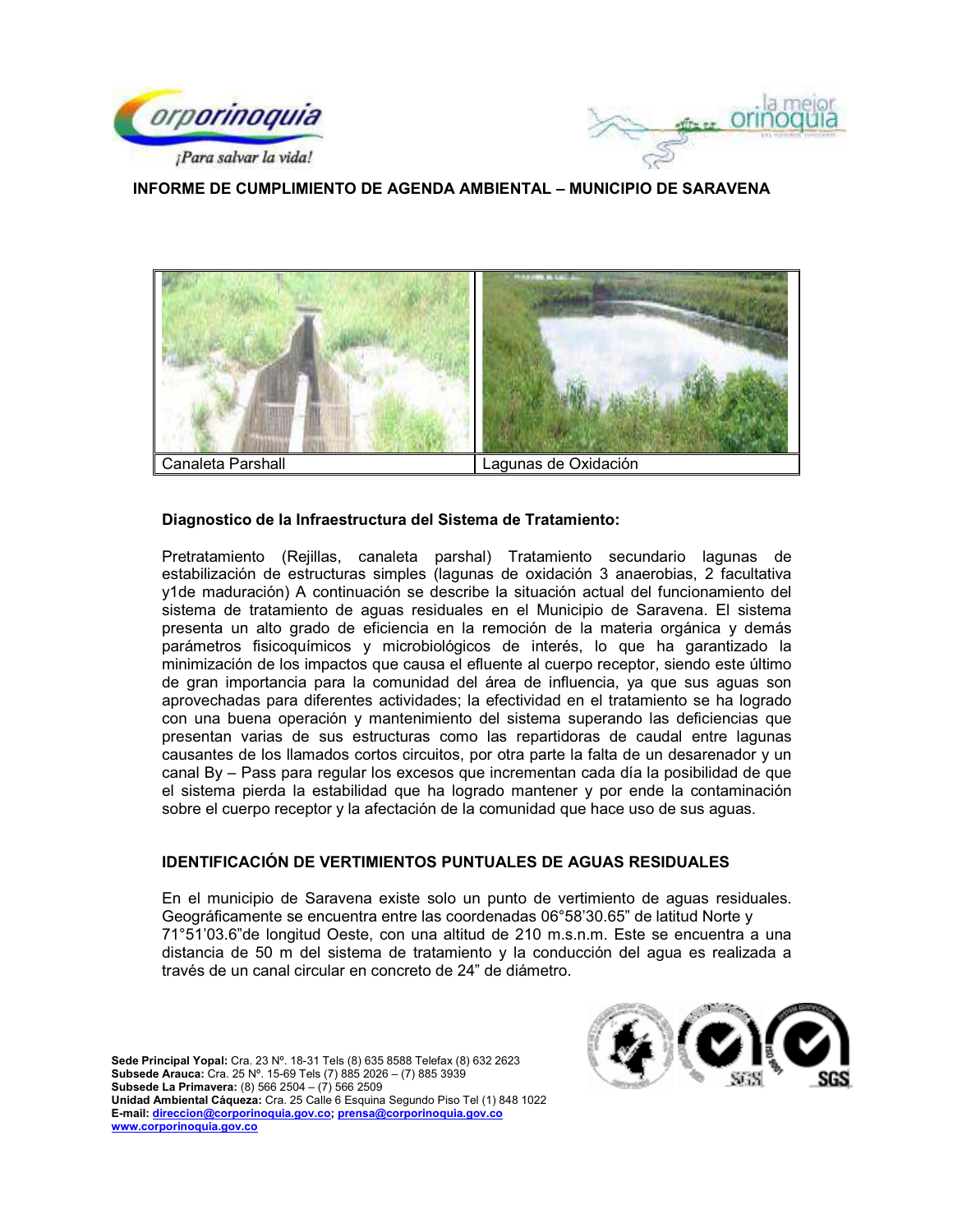| Canaleta Parshall | Lagunas de Oxidación |
|---|---|

**Diagnostico de la Infraestructura del Sistema de Tratamiento:**

Pretratamiento (Rejillas, canaleta parshal) Tratamiento secundario lagunas de estabilización de estructuras simples (lagunas de oxidación 3 anaerobias, 2 facultativa y1de maduración) A continuación se describe la situación actual del funcionamiento del sistema de tratamiento de aguas residuales en el Municipio de Saravena. El sistema presenta un alto grado de eficiencia en la remoción de la materia orgánica y demás parámetros fisicoquímicos y microbiológicos de interés, lo que ha garantizado la minimización de los impactos que causa el efluente al cuerpo receptor, siendo este último de gran importancia para la comunidad del área de influencia, ya que sus aguas son aprovechadas para diferentes actividades; la efectividad en el tratamiento se ha logrado con una buena operación y mantenimiento del sistema superando las deficiencias que presentan varias de sus estructuras como las repartidoras de caudal entre lagunas causantes de los llamados cortos circuitos, por otra parte la falta de un desarenador y un canal By – Pass para regular los excesos que incrementan cada día la posibilidad de que el sistema pierda la estabilidad que ha logrado mantener y por ende la contaminación sobre el cuerpo receptor y la afectación de la comunidad que hace uso de sus aguas.

**IDENTIFICACIÓN DE VERTIMIENTOS PUNTUALES DE AGUAS RESIDUALES**

En el municipio de Saravena existe solo un punto de vertimiento de aguas residuales. Geográficamente se encuentra entre las coordenadas 06°58'30.65" de latitud Norte y 71°51'03.6"de longitud Oeste, con una altitud de 210 m.s.n.m. Este se encuentra a una distancia de 50 m del sistema de tratamiento y la conducción del agua es realizada a través de un canal circular en concreto de 24" de diámetro.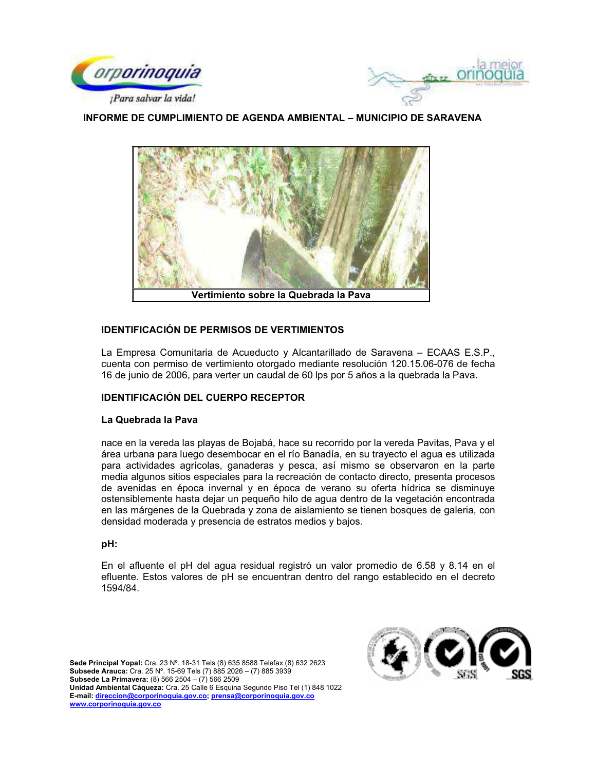INFORME DE CUMPLIMIENTO DE AGENDA AMBIENTAL – MUNICIPIO DE SARAVENA

Vertimiento sobre la Quebrada la Pava

## IDENTIFICACIÓN DE PERMISOS DE VERTIMIENTOS

La Empresa Comunitaria de Acueducto y Alcantarillado de Saravena – ECAAS E.S.P., cuenta con permiso de vertimiento otorgado mediante resolución 120.15.06-076 de fecha 16 de junio de 2006, para verter un caudal de 60 lps por 5 años a la quebrada la Pava.

## IDENTIFICACIÓN DEL CUERPO RECEPTOR

### La Quebrada la Pava

nace en la vereda las playas de Bojabá, hace su recorrido por la vereda Pavitas, Pava y el área urbana para luego desembocar en el río Banadía, en su trayecto el agua es utilizada para actividades agrícolas, ganaderas y pesca, así mismo se observaron en la parte media algunos sitios especiales para la recreación de contacto directo, presenta procesos de avenidas en época invernal y en época de verano su oferta hídrica se disminuye ostensiblemente hasta dejar un pequeño hilo de agua dentro de la vegetación encontrada en las márgenes de la Quebrada y zona de aislamiento se tienen bosques de galeria, con densidad moderada y presencia de estratos medios y bajos.

### pH:

En el afluente el pH del agua residual registró un valor promedio de 6.58 y 8.14 en el efluente. Estos valores de pH se encuentran dentro del rango establecido en el decreto 1594/84.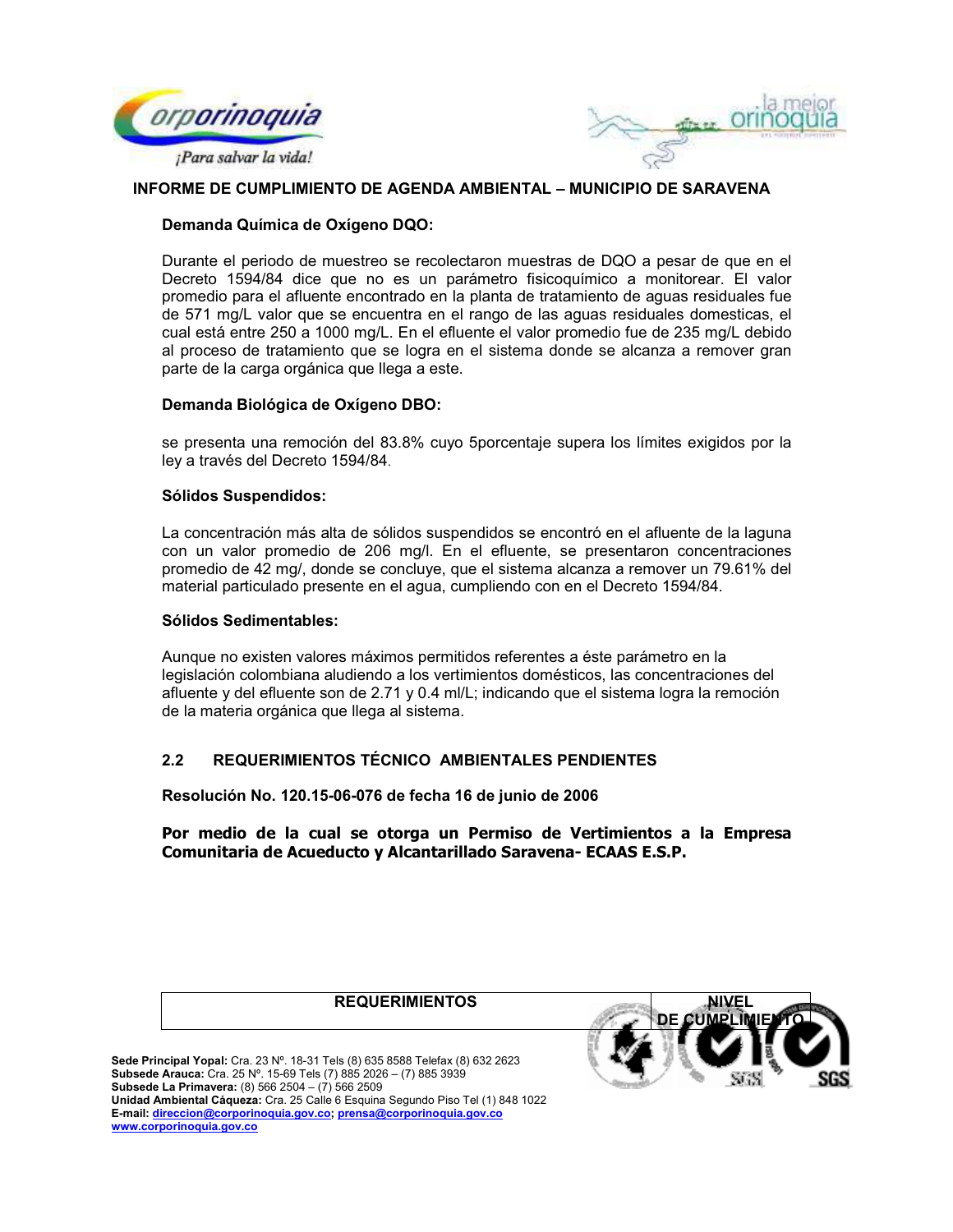#### Demanda Química de Oxígeno DQO:

Durante el periodo de muestreo se recolectaron muestras de DQO a pesar de que en el Decreto 1594/84 dice que no es un parámetro fisicoquímico a monitorear. El valor promedio para el afluente encontrado en la planta de tratamiento de aguas residuales fue de 571 mg/L valor que se encuentra en el rango de las aguas residuales domesticas, el cual está entre 250 a 1000 mg/L. En el efluente el valor promedio fue de 235 mg/L debido al proceso de tratamiento que se logra en el sistema donde se alcanza a remover gran parte de la carga orgánica que llega a este.

#### Demanda Biológica de Oxígeno DBO:

se presenta una remoción del 83.8% cuyo 5porcentaje supera los límites exigidos por la ley a través del Decreto 1594/84.

#### Sólidos Suspendidos:

La concentración más alta de sólidos suspendidos se encontró en el afluente de la laguna con un valor promedio de 206 mg/l. En el efluente, se presentaron concentraciones promedio de 42 mg/, donde se concluye, que el sistema alcanza a remover un 79.61% del material particulado presente en el agua, cumpliendo con en el Decreto 1594/84.

#### Sólidos Sedimentables:

Aunque no existen valores máximos permitidos referentes a éste parámetro en la legislación colombiana aludiendo a los vertimientos domésticos, las concentraciones del afluente y del efluente son de 2.71 y 0.4 ml/L; indicando que el sistema logra la remoción de la materia orgánica que llega al sistema.

## 2.2 REQUERIMIENTOS TÉCNICO AMBIENTALES PENDIENTES

**Resolución No. 120.15-06-076 de fecha 16 de junio de 2006**

**Por medio de la cual se otorga un Permiso de Vertimientos a la Empresa Comunitaria de Acueducto y Alcantarillado Saravena- ECAAS E.S.P.**

| REQUERIMIENTOS | NIVEL DE CUMPLIMIENTO |
| --- | --- |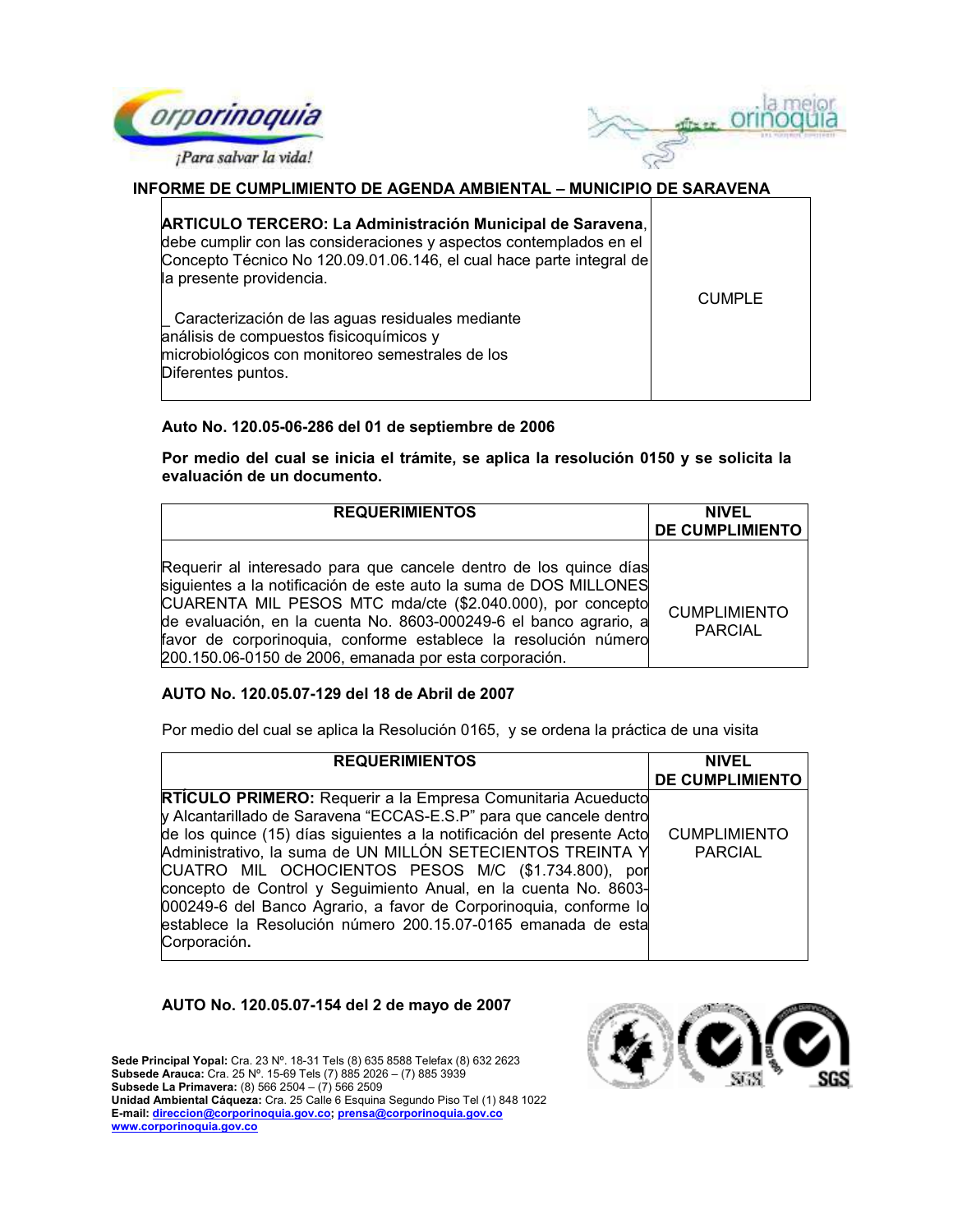**INFORME DE CUMPLIMIENTO DE AGENDA AMBIENTAL – MUNICIPIO DE SARAVENA**

| | |
|---|---|
| **ARTICULO TERCERO: La Administración Municipal de Saravena**, debe cumplir con las consideraciones y aspectos contemplados en el Concepto Técnico No 120.09.01.06.146, el cual hace parte integral de la presente providencia.<br><br>_ Caracterización de las aguas residuales mediante análisis de compuestos fisicoquímicos y microbiológicos con monitoreo semestrales de los Diferentes puntos. | CUMPLE |

**Auto No. 120.05-06-286 del 01 de septiembre de 2006**

**Por medio del cual se inicia el trámite, se aplica la resolución 0150 y se solicita la evaluación de un documento.**

| REQUERIMIENTOS | NIVEL DE CUMPLIMIENTO |
|---|---|
| Requerir al interesado para que cancele dentro de los quince días siguientes a la notificación de este auto la suma de DOS MILLONES CUARENTA MIL PESOS MTC mda/cte ($2.040.000), por concepto de evaluación, en la cuenta No. 8603-000249-6 el banco agrario, a favor de corporinoquia, conforme establece la resolución número 200.150.06-0150 de 2006, emanada por esta corporación. | CUMPLIMIENTO PARCIAL |

**AUTO No. 120.05.07-129 del 18 de Abril de 2007**

Por medio del cual se aplica la Resolución 0165, y se ordena la práctica de una visita

| REQUERIMIENTOS | NIVEL DE CUMPLIMIENTO |
|---|---|
| **RTÍCULO PRIMERO:** Requerir a la Empresa Comunitaria Acueducto y Alcantarillado de Saravena "ECCAS-E.S.P" para que cancele dentro de los quince (15) días siguientes a la notificación del presente Acto Administrativo, la suma de UN MILLÓN SETECIENTOS TREINTA Y CUATRO MIL OCHOCIENTOS PESOS M/C ($1.734.800), por concepto de Control y Seguimiento Anual, en la cuenta No. 8603-000249-6 del Banco Agrario, a favor de Corporinoquia, conforme lo establece la Resolución número 200.15.07-0165 emanada de esta Corporación**.** | CUMPLIMIENTO PARCIAL |

**AUTO No. 120.05.07-154 del 2 de mayo de 2007**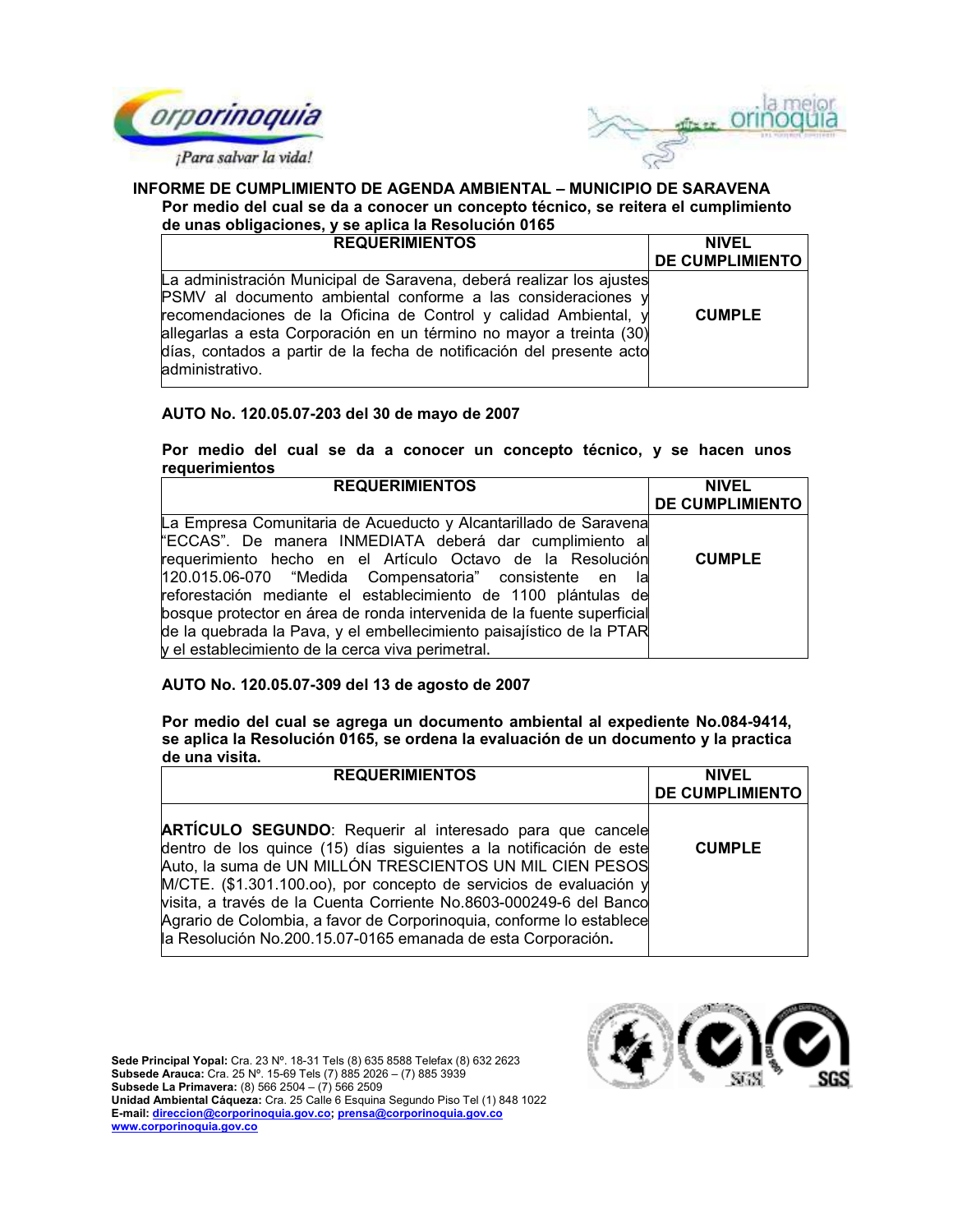**INFORME DE CUMPLIMIENTO DE AGENDA AMBIENTAL – MUNICIPIO DE SARAVENA**

**Por medio del cual se da a conocer un concepto técnico, se reitera el cumplimiento de unas obligaciones, y se aplica la Resolución 0165**

| REQUERIMIENTOS | NIVEL DE CUMPLIMIENTO |
| --- | --- |
| La administración Municipal de Saravena, deberá realizar los ajustes PSMV al documento ambiental conforme a las consideraciones y recomendaciones de la Oficina de Control y calidad Ambiental, y allegarlas a esta Corporación en un término no mayor a treinta (30) días, contados a partir de la fecha de notificación del presente acto administrativo. | **CUMPLE** |

**AUTO No. 120.05.07-203 del 30 de mayo de 2007**

**Por medio del cual se da a conocer un concepto técnico, y se hacen unos requerimientos**

| REQUERIMIENTOS | NIVEL DE CUMPLIMIENTO |
| --- | --- |
| La Empresa Comunitaria de Acueducto y Alcantarillado de Saravena "ECCAS". De manera INMEDIATA deberá dar cumplimiento al requerimiento hecho en el Artículo Octavo de la Resolución 120.015.06-070 "Medida Compensatoria" consistente en la reforestación mediante el establecimiento de 1100 plántulas de bosque protector en área de ronda intervenida de la fuente superficial de la quebrada la Pava, y el embellecimiento paisajístico de la PTAR y el establecimiento de la cerca viva perimetral. | **CUMPLE** |

**AUTO No. 120.05.07-309 del 13 de agosto de 2007**

**Por medio del cual se agrega un documento ambiental al expediente No.084-9414, se aplica la Resolución 0165, se ordena la evaluación de un documento y la practica de una visita.**

| REQUERIMIENTOS | NIVEL DE CUMPLIMIENTO |
| --- | --- |
| **ARTÍCULO SEGUNDO**: Requerir al interesado para que cancele dentro de los quince (15) días siguientes a la notificación de este Auto, la suma de UN MILLÓN TRESCIENTOS UN MIL CIEN PESOS M/CTE. ($1.301.100.oo), por concepto de servicios de evaluación y visita, a través de la Cuenta Corriente No.8603-000249-6 del Banco Agrario de Colombia, a favor de Corporinoquia, conforme lo establece la Resolución No.200.15.07-0165 emanada de esta Corporación. | **CUMPLE** |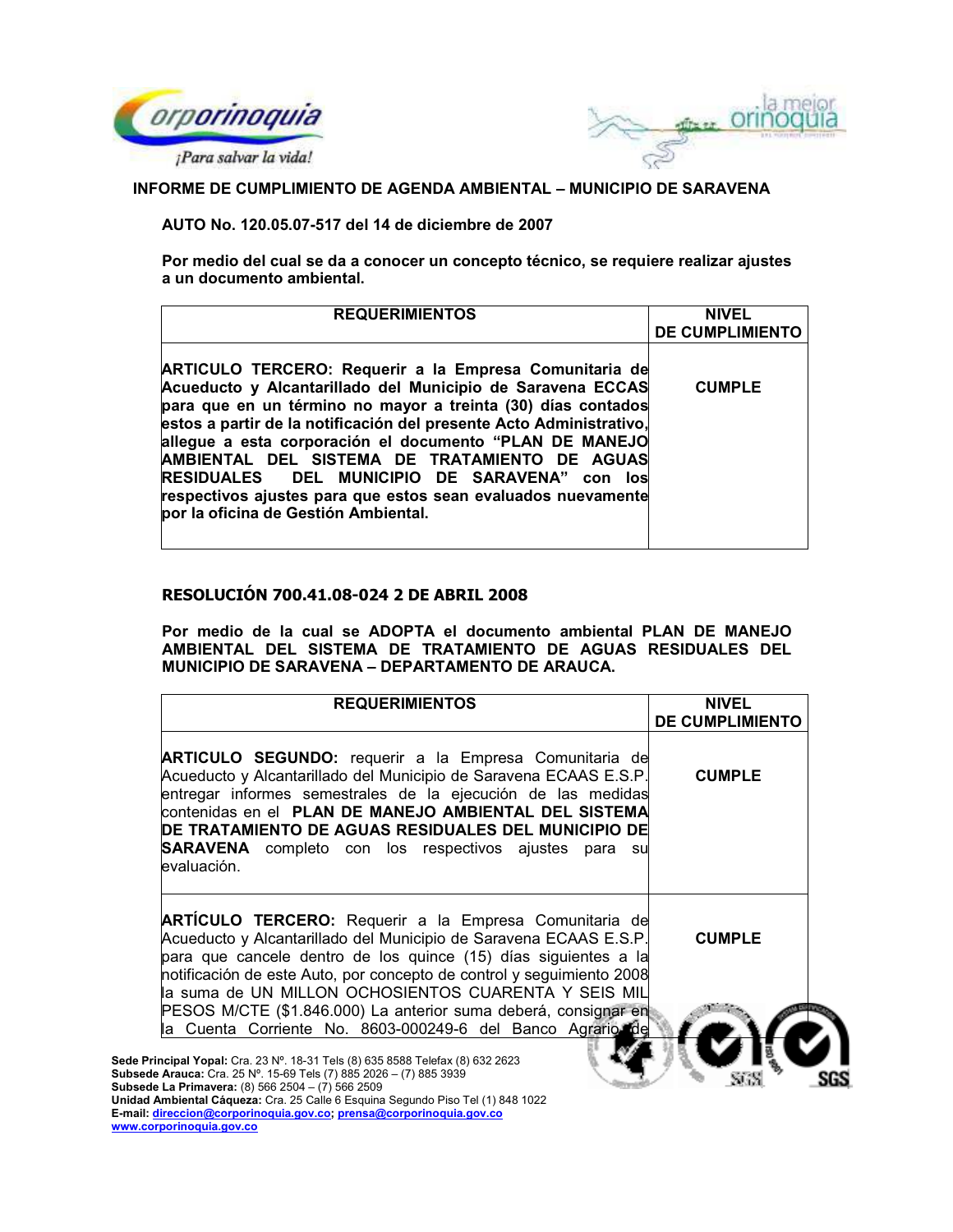**INFORME DE CUMPLIMIENTO DE AGENDA AMBIENTAL – MUNICIPIO DE SARAVENA**

**AUTO No. 120.05.07-517 del 14 de diciembre de 2007**

**Por medio del cual se da a conocer un concepto técnico, se requiere realizar ajustes a un documento ambiental.**

| REQUERIMIENTOS | NIVEL DE CUMPLIMIENTO |
|---|---|
| **ARTICULO TERCERO: Requerir a la Empresa Comunitaria de Acueducto y Alcantarillado del Municipio de Saravena ECCAS para que en un término no mayor a treinta (30) días contados estos a partir de la notificación del presente Acto Administrativo, allegue a esta corporación el documento "PLAN DE MANEJO AMBIENTAL DEL SISTEMA DE TRATAMIENTO DE AGUAS RESIDUALES DEL MUNICIPIO DE SARAVENA" con los respectivos ajustes para que estos sean evaluados nuevamente por la oficina de Gestión Ambiental.** | **CUMPLE** |

**RESOLUCIÓN 700.41.08-024 2 DE ABRIL 2008**

**Por medio de la cual se ADOPTA el documento ambiental PLAN DE MANEJO AMBIENTAL DEL SISTEMA DE TRATAMIENTO DE AGUAS RESIDUALES DEL MUNICIPIO DE SARAVENA – DEPARTAMENTO DE ARAUCA.**

| REQUERIMIENTOS | NIVEL DE CUMPLIMIENTO |
|---|---|
| **ARTICULO SEGUNDO:** requerir a la Empresa Comunitaria de Acueducto y Alcantarillado del Municipio de Saravena ECAAS E.S.P. entregar informes semestrales de la ejecución de las medidas contenidas en el **PLAN DE MANEJO AMBIENTAL DEL SISTEMA DE TRATAMIENTO DE AGUAS RESIDUALES DEL MUNICIPIO DE SARAVENA** completo con los respectivos ajustes para su evaluación. | **CUMPLE** |
| **ARTÍCULO TERCERO:** Requerir a la Empresa Comunitaria de Acueducto y Alcantarillado del Municipio de Saravena ECAAS E.S.P. para que cancele dentro de los quince (15) días siguientes a la notificación de este Auto, por concepto de control y seguimiento 2008 la suma de UN MILLON OCHOSIENTOS CUARENTA Y SEIS MIL PESOS M/CTE ($1.846.000) La anterior suma deberá, consignar en la Cuenta Corriente No. 8603-000249-6 del Banco Agrario de | **CUMPLE** |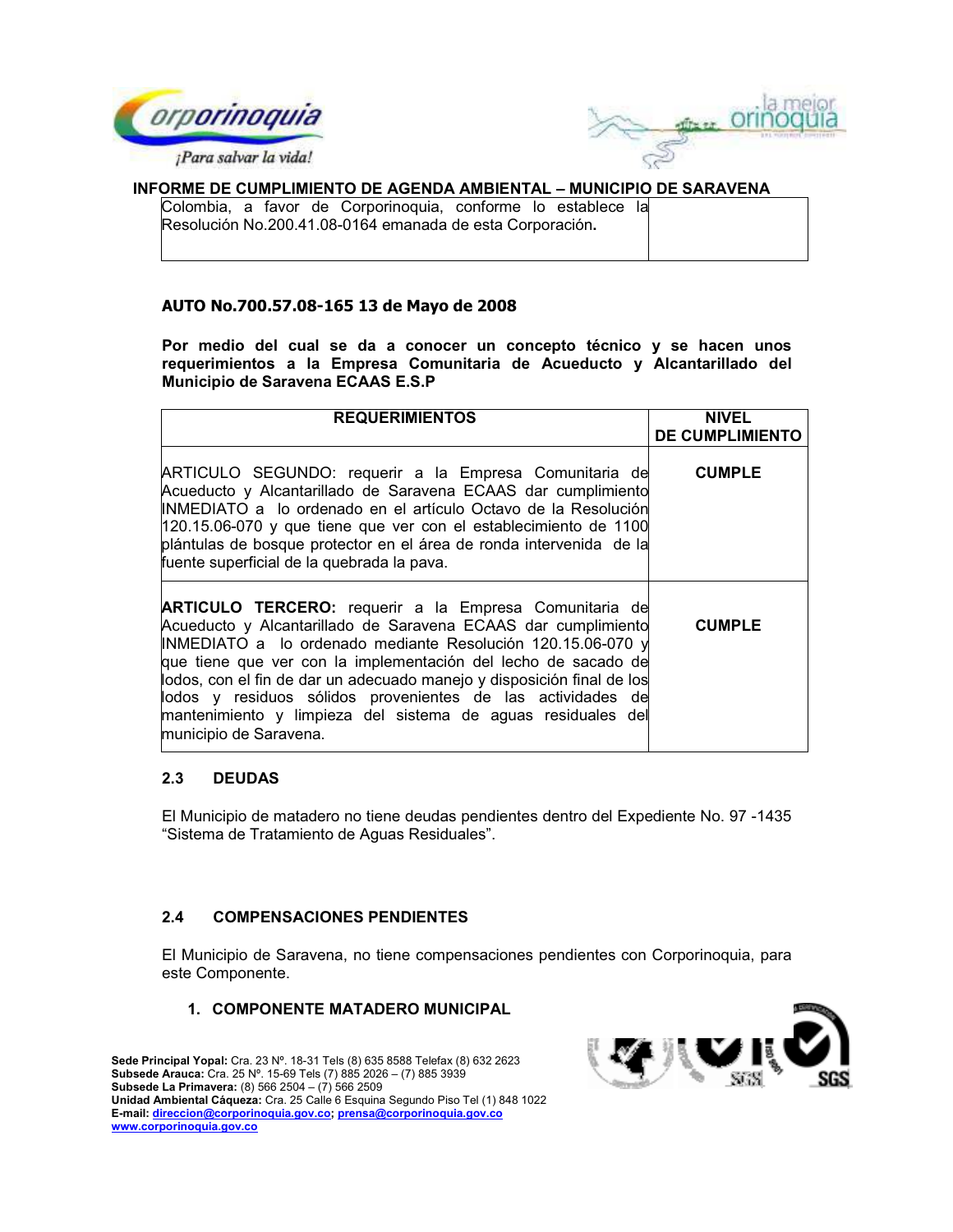**INFORME DE CUMPLIMIENTO DE AGENDA AMBIENTAL – MUNICIPIO DE SARAVENA**

| | |
|---|---|
| Colombia, a favor de Corporinoquia, conforme lo establece la Resolución No.200.41.08-0164 emanada de esta Corporación**.** | |

**AUTO No.700.57.08-165 13 de Mayo de 2008**

**Por medio del cual se da a conocer un concepto técnico y se hacen unos requerimientos a la Empresa Comunitaria de Acueducto y Alcantarillado del Municipio de Saravena ECAAS E.S.P**

| REQUERIMIENTOS | NIVEL DE CUMPLIMIENTO |
|---|---|
| ARTICULO SEGUNDO: requerir a la Empresa Comunitaria de Acueducto y Alcantarillado de Saravena ECAAS dar cumplimiento INMEDIATO a lo ordenado en el artículo Octavo de la Resolución 120.15.06-070 y que tiene que ver con el establecimiento de 1100 plántulas de bosque protector en el área de ronda intervenida de la fuente superficial de la quebrada la pava. | **CUMPLE** |
| **ARTICULO TERCERO:** requerir a la Empresa Comunitaria de Acueducto y Alcantarillado de Saravena ECAAS dar cumplimiento INMEDIATO a lo ordenado mediante Resolución 120.15.06-070 y que tiene que ver con la implementación del lecho de sacado de lodos, con el fin de dar un adecuado manejo y disposición final de los lodos y residuos sólidos provenientes de las actividades de mantenimiento y limpieza del sistema de aguas residuales del municipio de Saravena. | **CUMPLE** |

### 2.3 DEUDAS

El Municipio de matadero no tiene deudas pendientes dentro del Expediente No. 97 -1435 “Sistema de Tratamiento de Aguas Residuales”.

### 2.4 COMPENSACIONES PENDIENTES

El Municipio de Saravena, no tiene compensaciones pendientes con Corporinoquia, para este Componente.

## 1. COMPONENTE MATADERO MUNICIPAL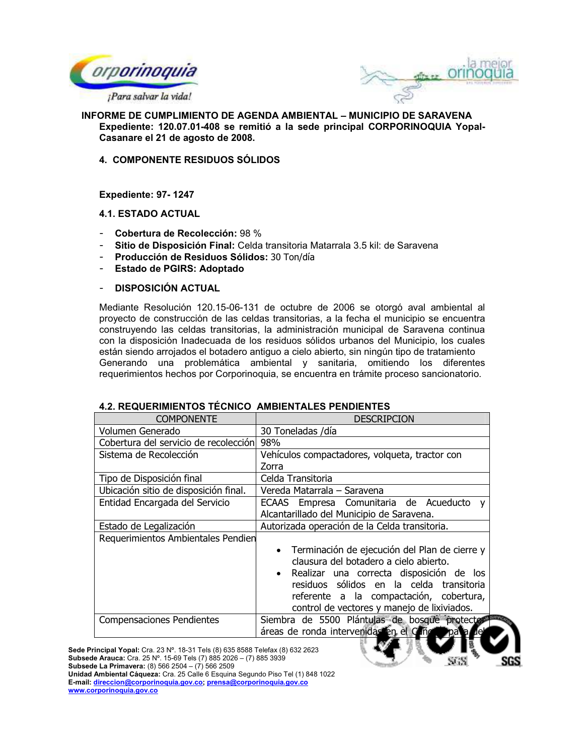**INFORME DE CUMPLIMIENTO DE AGENDA AMBIENTAL – MUNICIPIO DE SARAVENA**
**Expediente: 120.07.01-408 se remitió a la sede principal CORPORINOQUIA Yopal-Casanare el 21 de agosto de 2008.**

## 4. COMPONENTE RESIDUOS SÓLIDOS

**Expediente: 97- 1247**

### 4.1. ESTADO ACTUAL

- **Cobertura de Recolección:** 98 %
- **Sitio de Disposición Final:** Celda transitoria Matarrala 3.5 kil: de Saravena
- **Producción de Residuos Sólidos:** 30 Ton/día
- **Estado de PGIRS: Adoptado**

- **DISPOSICIÓN ACTUAL**

Mediante Resolución 120.15-06-131 de octubre de 2006 se otorgó aval ambiental al proyecto de construcción de las celdas transitorias, a la fecha el municipio se encuentra construyendo las celdas transitorias, la administración municipal de Saravena continua con la disposición Inadecuada de los residuos sólidos urbanos del Municipio, los cuales están siendo arrojados el botadero antiguo a cielo abierto, sin ningún tipo de tratamiento Generando una problemática ambiental y sanitaria, omitiendo los diferentes requerimientos hechos por Corporinoquia, se encuentra en trámite proceso sancionatorio.

### 4.2. REQUERIMIENTOS TÉCNICO AMBIENTALES PENDIENTES

| COMPONENTE | DESCRIPCION |
|---|---|
| Volumen Generado | 30 Toneladas /día |
| Cobertura del servicio de recolección | 98% |
| Sistema de Recolección | Vehículos compactadores, volqueta, tractor con Zorra |
| Tipo de Disposición final | Celda Transitoria |
| Ubicación sitio de disposición final. | Vereda Matarrala – Saravena |
| Entidad Encargada del Servicio | ECAAS Empresa Comunitaria de Acueducto y Alcantarillado del Municipio de Saravena. |
| Estado de Legalización | Autorizada operación de la Celda transitoria. |
| Requerimientos Ambientales Pendien | • Terminación de ejecución del Plan de cierre y clausura del botadero a cielo abierto. • Realizar una correcta disposición de los residuos sólidos en la celda transitoria referente a la compactación, cobertura, control de vectores y manejo de lixiviados. |
| Compensaciones Pendientes | Siembra de 5500 Plántulas de bosque protector áreas de ronda intervenidas en el Caño ... para del |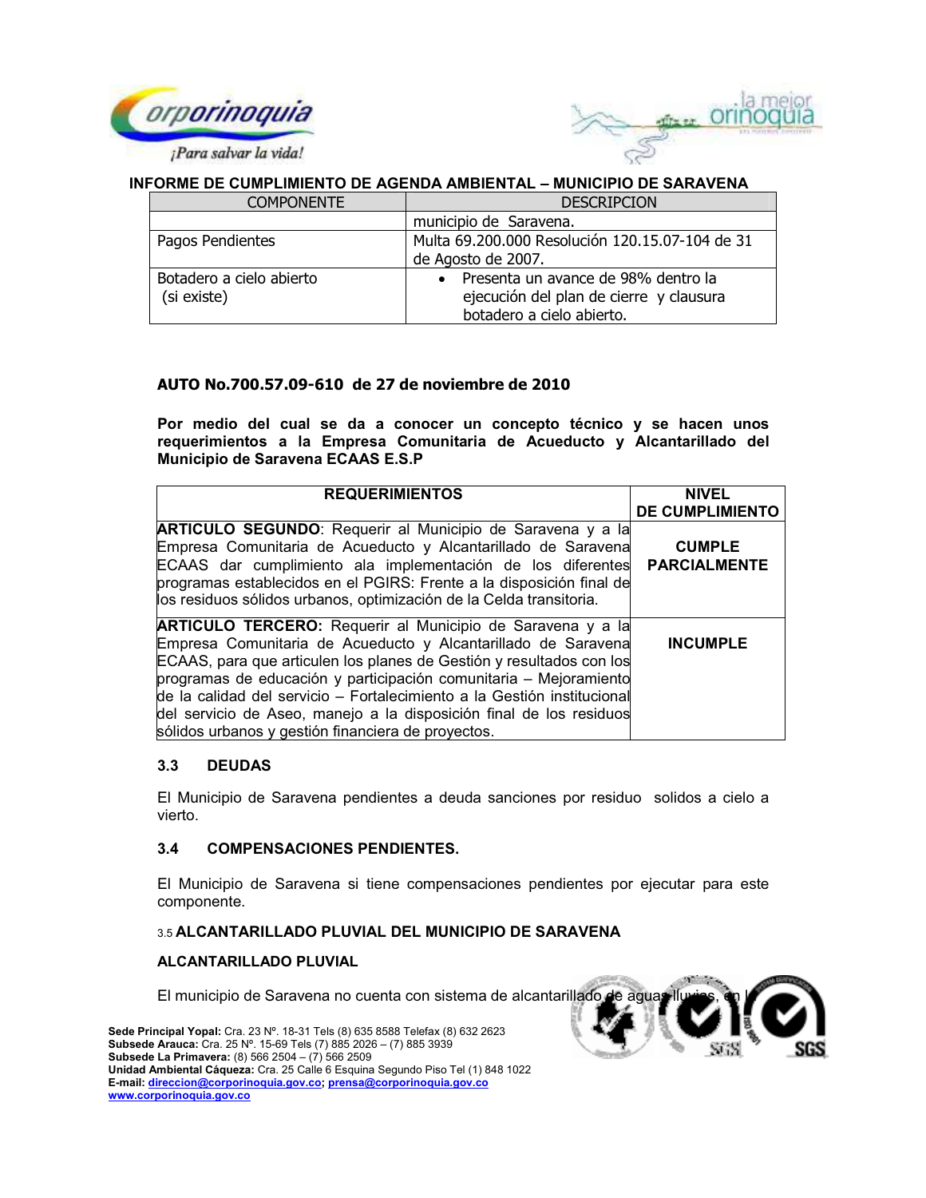**INFORME DE CUMPLIMIENTO DE AGENDA AMBIENTAL – MUNICIPIO DE SARAVENA**

| COMPONENTE | DESCRIPCION |
|---|---|
| | municipio de Saravena. |
| Pagos Pendientes | Multa 69.200.000 Resolución 120.15.07-104 de 31 de Agosto de 2007. |
| Botadero a cielo abierto (si existe) | • Presenta un avance de 98% dentro la ejecución del plan de cierre y clausura botadero a cielo abierto. |

**AUTO No.700.57.09-610 de 27 de noviembre de 2010**

**Por medio del cual se da a conocer un concepto técnico y se hacen unos requerimientos a la Empresa Comunitaria de Acueducto y Alcantarillado del Municipio de Saravena ECAAS E.S.P**

| REQUERIMIENTOS | NIVEL DE CUMPLIMIENTO |
|---|---|
| **ARTICULO SEGUNDO**: Requerir al Municipio de Saravena y a la Empresa Comunitaria de Acueducto y Alcantarillado de Saravena ECAAS dar cumplimiento ala implementación de los diferentes programas establecidos en el PGIRS: Frente a la disposición final de los residuos sólidos urbanos, optimización de la Celda transitoria. | **CUMPLE PARCIALMENTE** |
| **ARTICULO TERCERO:** Requerir al Municipio de Saravena y a la Empresa Comunitaria de Acueducto y Alcantarillado de Saravena ECAAS, para que articulen los planes de Gestión y resultados con los programas de educación y participación comunitaria – Mejoramiento de la calidad del servicio – Fortalecimiento a la Gestión institucional del servicio de Aseo, manejo a la disposición final de los residuos sólidos urbanos y gestión financiera de proyectos. | **INCUMPLE** |

### 3.3 DEUDAS

El Municipio de Saravena pendientes a deuda sanciones por residuo solidos a cielo a vierto.

### 3.4 COMPENSACIONES PENDIENTES.

El Municipio de Saravena si tiene compensaciones pendientes por ejecutar para este componente.

### 3.5 ALCANTARILLADO PLUVIAL DEL MUNICIPIO DE SARAVENA

**ALCANTARILLADO PLUVIAL**

El municipio de Saravena no cuenta con sistema de alcantarillado de aguas lluvias, en l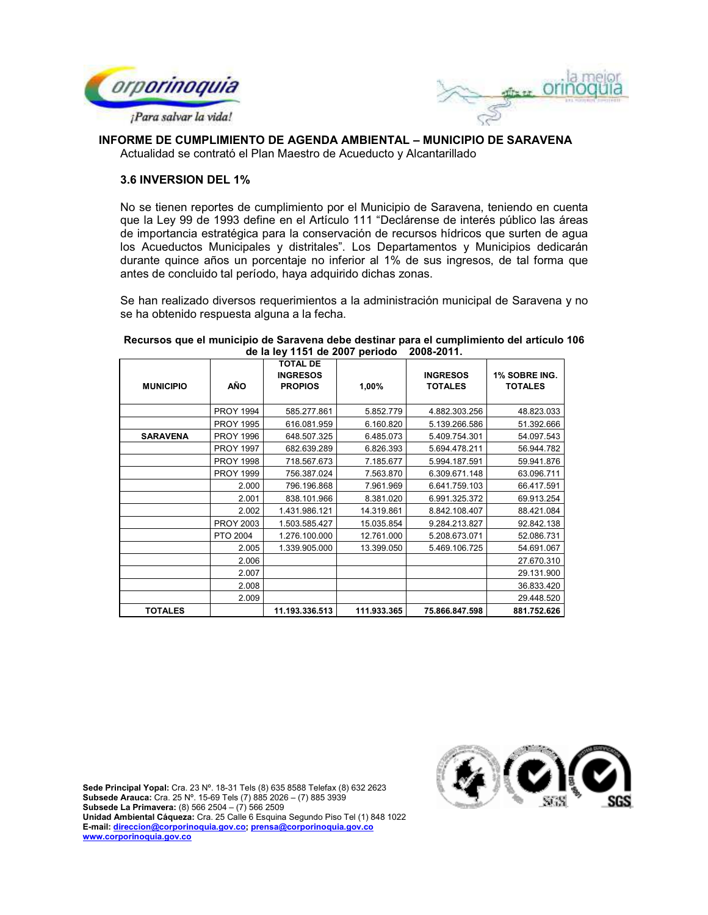Actualidad se contrató el Plan Maestro de Acueducto y Alcantarillado

### 3.6 INVERSION DEL 1%

No se tienen reportes de cumplimiento por el Municipio de Saravena, teniendo en cuenta que la Ley 99 de 1993 define en el Artículo 111 "Declárense de interés público las áreas de importancia estratégica para la conservación de recursos hídricos que surten de agua los Acueductos Municipales y distritales". Los Departamentos y Municipios dedicarán durante quince años un porcentaje no inferior al 1% de sus ingresos, de tal forma que antes de concluido tal período, haya adquirido dichas zonas.

Se han realizado diversos requerimientos a la administración municipal de Saravena y no se ha obtenido respuesta alguna a la fecha.

**Recursos que el municipio de Saravena debe destinar para el cumplimiento del artículo 106 de la ley 1151 de 2007 periodo 2008-2011.**

| MUNICIPIO | AÑO | TOTAL DE INGRESOS PROPIOS | 1,00% | INGRESOS TOTALES | 1% SOBRE ING. TOTALES |
|---|---|---|---|---|---|
| | PROY 1994 | 585.277.861 | 5.852.779 | 4.882.303.256 | 48.823.033 |
| | PROY 1995 | 616.081.959 | 6.160.820 | 5.139.266.586 | 51.392.666 |
| SARAVENA | PROY 1996 | 648.507.325 | 6.485.073 | 5.409.754.301 | 54.097.543 |
| | PROY 1997 | 682.639.289 | 6.826.393 | 5.694.478.211 | 56.944.782 |
| | PROY 1998 | 718.567.673 | 7.185.677 | 5.994.187.591 | 59.941.876 |
| | PROY 1999 | 756.387.024 | 7.563.870 | 6.309.671.148 | 63.096.711 |
| | 2.000 | 796.196.868 | 7.961.969 | 6.641.759.103 | 66.417.591 |
| | 2.001 | 838.101.966 | 8.381.020 | 6.991.325.372 | 69.913.254 |
| | 2.002 | 1.431.986.121 | 14.319.861 | 8.842.108.407 | 88.421.084 |
| | PROY 2003 | 1.503.585.427 | 15.035.854 | 9.284.213.827 | 92.842.138 |
| | PTO 2004 | 1.276.100.000 | 12.761.000 | 5.208.673.071 | 52.086.731 |
| | 2.005 | 1.339.905.000 | 13.399.050 | 5.469.106.725 | 54.691.067 |
| | 2.006 | | | | 27.670.310 |
| | 2.007 | | | | 29.131.900 |
| | 2.008 | | | | 36.833.420 |
| | 2.009 | | | | 29.448.520 |
| **TOTALES** | | **11.193.336.513** | **111.933.365** | **75.866.847.598** | **881.752.626** |